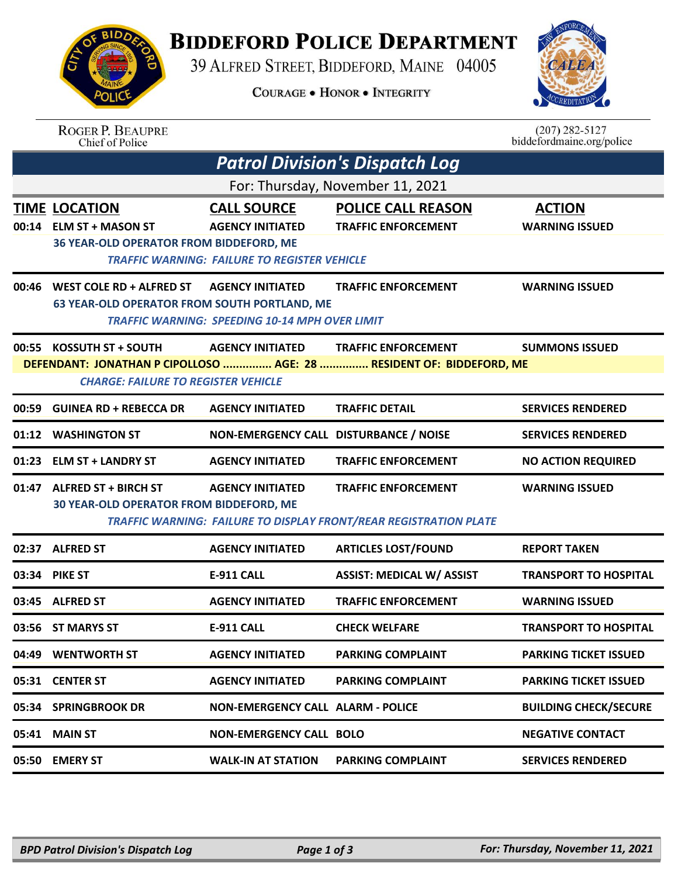# BIDDEFORD POLICE DEPARTMENT

39 ALFRED STREET, BIDDEFORD, MAINE 04005

COURAGE • HONOR • INTEGRITY

ROGER P. BEAUPRE
Chief of Police

(207) 282-5127
biddefordmaine.org/police

## *Patrol Division's Dispatch Log*

For: Thursday, November 11, 2021

| TIME | LOCATION | CALL SOURCE | POLICE CALL REASON | ACTION |
|---|---|---|---|---|
| 00:14 | ELM ST + MASON ST | AGENCY INITIATED | TRAFFIC ENFORCEMENT | WARNING ISSUED |
| | 36 YEAR-OLD OPERATOR FROM BIDDEFORD, ME | | | |
| | *TRAFFIC WARNING: FAILURE TO REGISTER VEHICLE* | | | |
| 00:46 | WEST COLE RD + ALFRED ST | AGENCY INITIATED | TRAFFIC ENFORCEMENT | WARNING ISSUED |
| | 63 YEAR-OLD OPERATOR FROM SOUTH PORTLAND, ME | | | |
| | *TRAFFIC WARNING: SPEEDING 10-14 MPH OVER LIMIT* | | | |
| 00:55 | KOSSUTH ST + SOUTH | AGENCY INITIATED | TRAFFIC ENFORCEMENT | SUMMONS ISSUED |
| | DEFENDANT: JONATHAN P CIPOLLOSO ............... AGE: 28 ............... RESIDENT OF: BIDDEFORD, ME | | | |
| | *CHARGE: FAILURE TO REGISTER VEHICLE* | | | |
| 00:59 | GUINEA RD + REBECCA DR | AGENCY INITIATED | TRAFFIC DETAIL | SERVICES RENDERED |
| 01:12 | WASHINGTON ST | NON-EMERGENCY CALL | DISTURBANCE / NOISE | SERVICES RENDERED |
| 01:23 | ELM ST + LANDRY ST | AGENCY INITIATED | TRAFFIC ENFORCEMENT | NO ACTION REQUIRED |
| 01:47 | ALFRED ST + BIRCH ST | AGENCY INITIATED | TRAFFIC ENFORCEMENT | WARNING ISSUED |
| | 30 YEAR-OLD OPERATOR FROM BIDDEFORD, ME | | | |
| | *TRAFFIC WARNING: FAILURE TO DISPLAY FRONT/REAR REGISTRATION PLATE* | | | |
| 02:37 | ALFRED ST | AGENCY INITIATED | ARTICLES LOST/FOUND | REPORT TAKEN |
| 03:34 | PIKE ST | E-911 CALL | ASSIST: MEDICAL W/ ASSIST | TRANSPORT TO HOSPITAL |
| 03:45 | ALFRED ST | AGENCY INITIATED | TRAFFIC ENFORCEMENT | WARNING ISSUED |
| 03:56 | ST MARYS ST | E-911 CALL | CHECK WELFARE | TRANSPORT TO HOSPITAL |
| 04:49 | WENTWORTH ST | AGENCY INITIATED | PARKING COMPLAINT | PARKING TICKET ISSUED |
| 05:31 | CENTER ST | AGENCY INITIATED | PARKING COMPLAINT | PARKING TICKET ISSUED |
| 05:34 | SPRINGBROOK DR | NON-EMERGENCY CALL | ALARM - POLICE | BUILDING CHECK/SECURE |
| 05:41 | MAIN ST | NON-EMERGENCY CALL | BOLO | NEGATIVE CONTACT |
| 05:50 | EMERY ST | WALK-IN AT STATION | PARKING COMPLAINT | SERVICES RENDERED |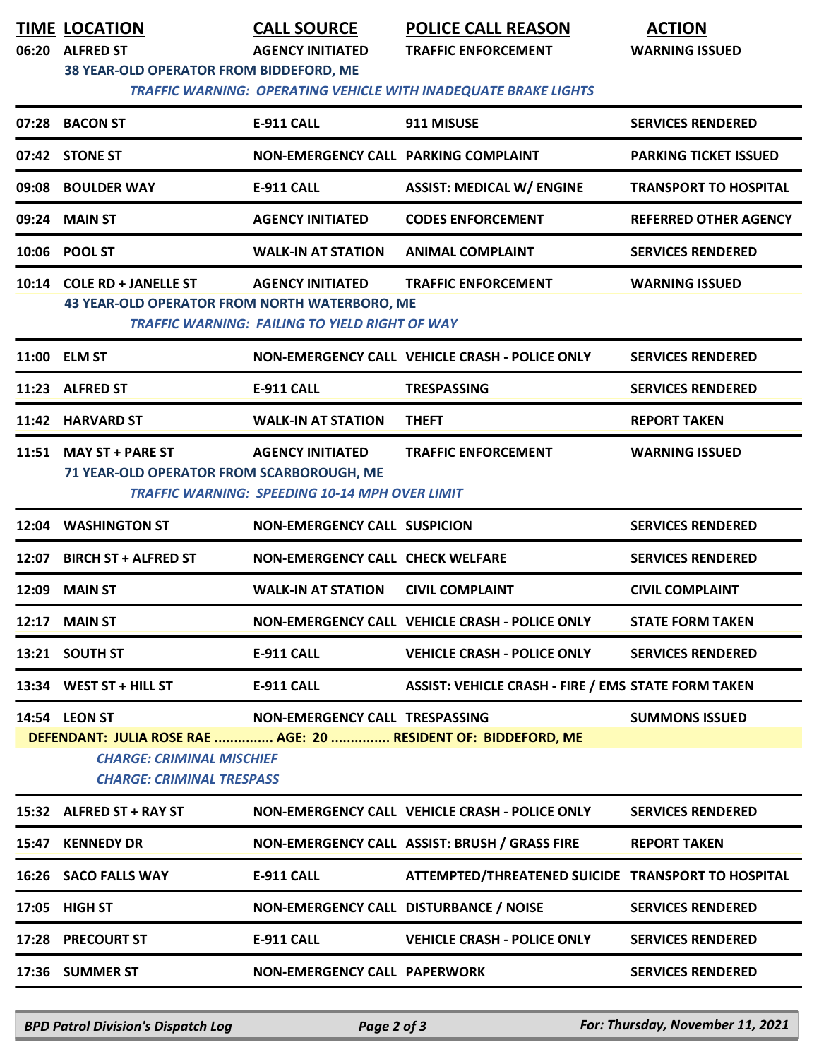| TIME | LOCATION | CALL SOURCE | POLICE CALL REASON | ACTION |
|---|---|---|---|---|
| 06:20 | ALFRED ST | AGENCY INITIATED | TRAFFIC ENFORCEMENT | WARNING ISSUED |
| | 38 YEAR-OLD OPERATOR FROM BIDDEFORD, ME | | | |
| | *TRAFFIC WARNING: OPERATING VEHICLE WITH INADEQUATE BRAKE LIGHTS* | | | |
| 07:28 | BACON ST | E-911 CALL | 911 MISUSE | SERVICES RENDERED |
| 07:42 | STONE ST | NON-EMERGENCY CALL | PARKING COMPLAINT | PARKING TICKET ISSUED |
| 09:08 | BOULDER WAY | E-911 CALL | ASSIST: MEDICAL W/ ENGINE | TRANSPORT TO HOSPITAL |
| 09:24 | MAIN ST | AGENCY INITIATED | CODES ENFORCEMENT | REFERRED OTHER AGENCY |
| 10:06 | POOL ST | WALK-IN AT STATION | ANIMAL COMPLAINT | SERVICES RENDERED |
| 10:14 | COLE RD + JANELLE ST | AGENCY INITIATED | TRAFFIC ENFORCEMENT | WARNING ISSUED |
| | 43 YEAR-OLD OPERATOR FROM NORTH WATERBORO, ME | | | |
| | *TRAFFIC WARNING: FAILING TO YIELD RIGHT OF WAY* | | | |
| 11:00 | ELM ST | NON-EMERGENCY CALL | VEHICLE CRASH - POLICE ONLY | SERVICES RENDERED |
| 11:23 | ALFRED ST | E-911 CALL | TRESPASSING | SERVICES RENDERED |
| 11:42 | HARVARD ST | WALK-IN AT STATION | THEFT | REPORT TAKEN |
| 11:51 | MAY ST + PARE ST | AGENCY INITIATED | TRAFFIC ENFORCEMENT | WARNING ISSUED |
| | 71 YEAR-OLD OPERATOR FROM SCARBOROUGH, ME | | | |
| | *TRAFFIC WARNING: SPEEDING 10-14 MPH OVER LIMIT* | | | |
| 12:04 | WASHINGTON ST | NON-EMERGENCY CALL | SUSPICION | SERVICES RENDERED |
| 12:07 | BIRCH ST + ALFRED ST | NON-EMERGENCY CALL | CHECK WELFARE | SERVICES RENDERED |
| 12:09 | MAIN ST | WALK-IN AT STATION | CIVIL COMPLAINT | CIVIL COMPLAINT |
| 12:17 | MAIN ST | NON-EMERGENCY CALL | VEHICLE CRASH - POLICE ONLY | STATE FORM TAKEN |
| 13:21 | SOUTH ST | E-911 CALL | VEHICLE CRASH - POLICE ONLY | SERVICES RENDERED |
| 13:34 | WEST ST + HILL ST | E-911 CALL | ASSIST: VEHICLE CRASH - FIRE / EMS | STATE FORM TAKEN |
| 14:54 | LEON ST | NON-EMERGENCY CALL | TRESPASSING | SUMMONS ISSUED |
| | DEFENDANT: JULIA ROSE RAE ............... AGE: 20 ............... RESIDENT OF: BIDDEFORD, ME | | | |
| | *CHARGE: CRIMINAL MISCHIEF* | | | |
| | *CHARGE: CRIMINAL TRESPASS* | | | |
| 15:32 | ALFRED ST + RAY ST | NON-EMERGENCY CALL | VEHICLE CRASH - POLICE ONLY | SERVICES RENDERED |
| 15:47 | KENNEDY DR | NON-EMERGENCY CALL | ASSIST: BRUSH / GRASS FIRE | REPORT TAKEN |
| 16:26 | SACO FALLS WAY | E-911 CALL | ATTEMPTED/THREATENED SUICIDE | TRANSPORT TO HOSPITAL |
| 17:05 | HIGH ST | NON-EMERGENCY CALL | DISTURBANCE / NOISE | SERVICES RENDERED |
| 17:28 | PRECOURT ST | E-911 CALL | VEHICLE CRASH - POLICE ONLY | SERVICES RENDERED |
| 17:36 | SUMMER ST | NON-EMERGENCY CALL | PAPERWORK | SERVICES RENDERED |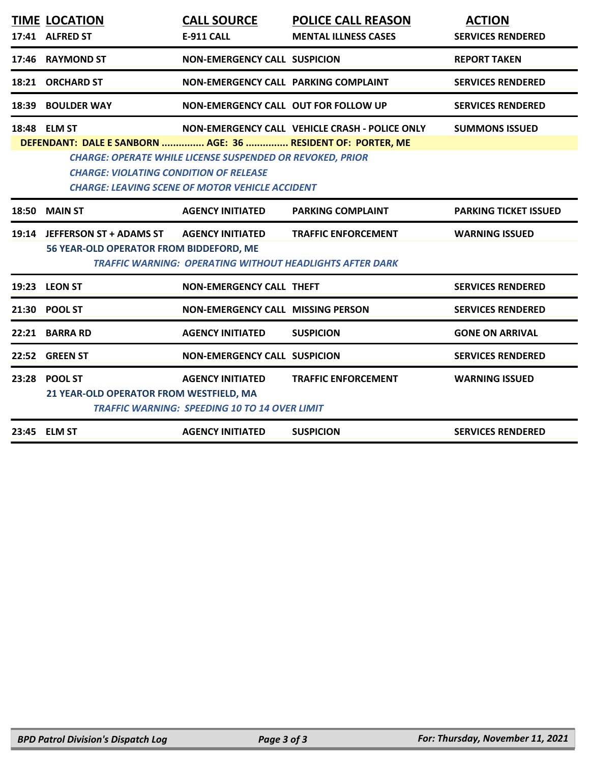| TIME | LOCATION | CALL SOURCE | POLICE CALL REASON | ACTION |
|---|---|---|---|---|
| 17:41 | ALFRED ST | E-911 CALL | MENTAL ILLNESS CASES | SERVICES RENDERED |
| 17:46 | RAYMOND ST | NON-EMERGENCY CALL | SUSPICION | REPORT TAKEN |
| 18:21 | ORCHARD ST | NON-EMERGENCY CALL | PARKING COMPLAINT | SERVICES RENDERED |
| 18:39 | BOULDER WAY | NON-EMERGENCY CALL | OUT FOR FOLLOW UP | SERVICES RENDERED |
| 18:48 | ELM ST | NON-EMERGENCY CALL | VEHICLE CRASH - POLICE ONLY | SUMMONS ISSUED |

**DEFENDANT: DALE E SANBORN ............... AGE: 36 ............... RESIDENT OF: PORTER, ME**

*CHARGE: OPERATE WHILE LICENSE SUSPENDED OR REVOKED, PRIOR*
*CHARGE: VIOLATING CONDITION OF RELEASE*
*CHARGE: LEAVING SCENE OF MOTOR VEHICLE ACCIDENT*

| TIME | LOCATION | CALL SOURCE | POLICE CALL REASON | ACTION |
|---|---|---|---|---|
| 18:50 | MAIN ST | AGENCY INITIATED | PARKING COMPLAINT | PARKING TICKET ISSUED |
| 19:14 | JEFFERSON ST + ADAMS ST | AGENCY INITIATED | TRAFFIC ENFORCEMENT | WARNING ISSUED |

**56 YEAR-OLD OPERATOR FROM BIDDEFORD, ME**

*TRAFFIC WARNING: OPERATING WITHOUT HEADLIGHTS AFTER DARK*

| TIME | LOCATION | CALL SOURCE | POLICE CALL REASON | ACTION |
|---|---|---|---|---|
| 19:23 | LEON ST | NON-EMERGENCY CALL | THEFT | SERVICES RENDERED |
| 21:30 | POOL ST | NON-EMERGENCY CALL | MISSING PERSON | SERVICES RENDERED |
| 22:21 | BARRA RD | AGENCY INITIATED | SUSPICION | GONE ON ARRIVAL |
| 22:52 | GREEN ST | NON-EMERGENCY CALL | SUSPICION | SERVICES RENDERED |
| 23:28 | POOL ST | AGENCY INITIATED | TRAFFIC ENFORCEMENT | WARNING ISSUED |

**21 YEAR-OLD OPERATOR FROM WESTFIELD, MA**

*TRAFFIC WARNING: SPEEDING 10 TO 14 OVER LIMIT*

| TIME | LOCATION | CALL SOURCE | POLICE CALL REASON | ACTION |
|---|---|---|---|---|
| 23:45 | ELM ST | AGENCY INITIATED | SUSPICION | SERVICES RENDERED |